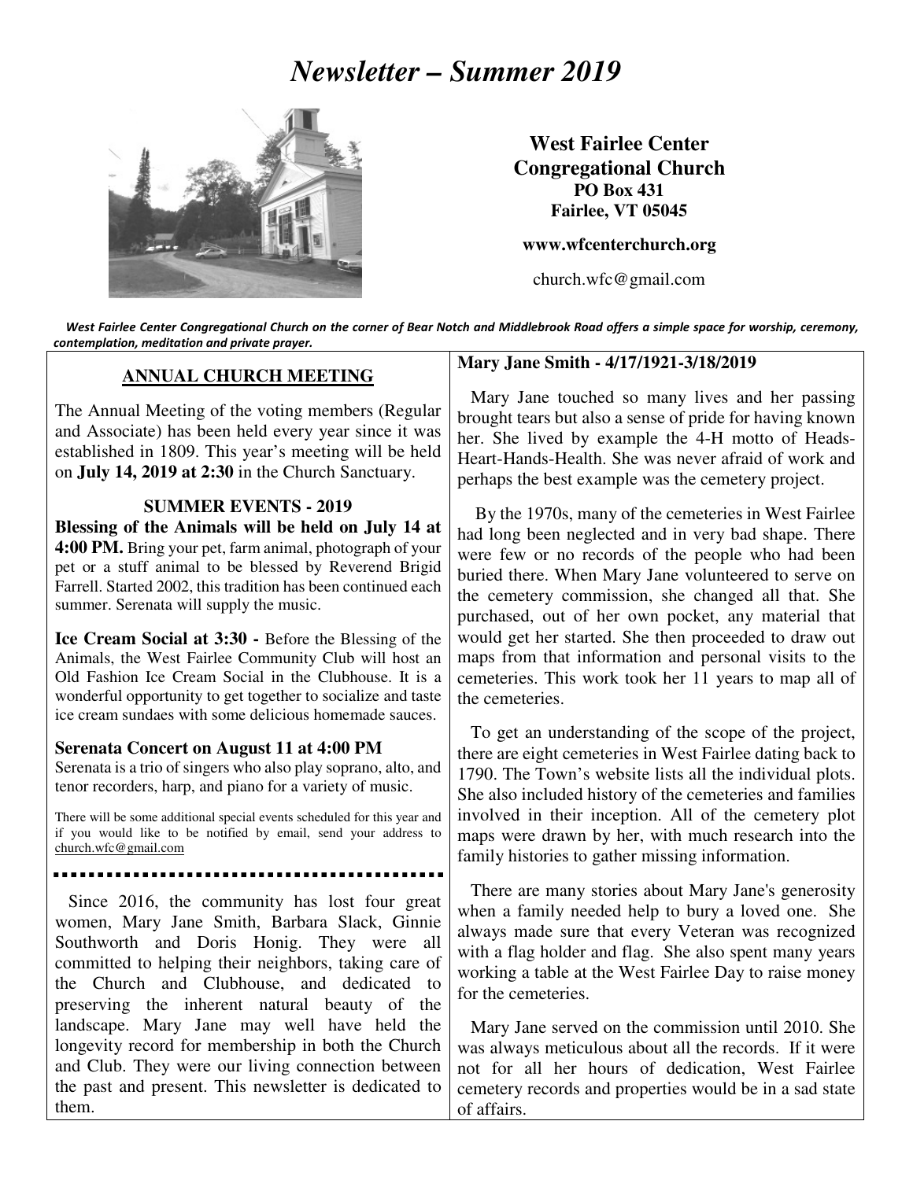# *Newsletter – Summer 2019*

**West Fairlee Center Congregational Church**
**PO Box 431**
**Fairlee, VT 05045**

**www.wfcenterchurch.org**

church.wfc@gmail.com

*West Fairlee Center Congregational Church on the corner of Bear Notch and Middlebrook Road offers a simple space for worship, ceremony, contemplation, meditation and private prayer.*

## ANNUAL CHURCH MEETING

The Annual Meeting of the voting members (Regular and Associate) has been held every year since it was established in 1809. This year's meeting will be held on **July 14, 2019 at 2:30** in the Church Sanctuary.

### SUMMER EVENTS - 2019

**Blessing of the Animals will be held on July 14 at 4:00 PM.** Bring your pet, farm animal, photograph of your pet or a stuff animal to be blessed by Reverend Brigid Farrell. Started 2002, this tradition has been continued each summer. Serenata will supply the music.

**Ice Cream Social at 3:30 -** Before the Blessing of the Animals, the West Fairlee Community Club will host an Old Fashion Ice Cream Social in the Clubhouse. It is a wonderful opportunity to get together to socialize and taste ice cream sundaes with some delicious homemade sauces.

**Serenata Concert on August 11 at 4:00 PM**
Serenata is a trio of singers who also play soprano, alto, and tenor recorders, harp, and piano for a variety of music.

There will be some additional special events scheduled for this year and if you would like to be notified by email, send your address to church.wfc@gmail.com

---

Since 2016, the community has lost four great women, Mary Jane Smith, Barbara Slack, Ginnie Southworth and Doris Honig. They were all committed to helping their neighbors, taking care of the Church and Clubhouse, and dedicated to preserving the inherent natural beauty of the landscape. Mary Jane may well have held the longevity record for membership in both the Church and Club. They were our living connection between the past and present. This newsletter is dedicated to them.

### Mary Jane Smith - 4/17/1921-3/18/2019

Mary Jane touched so many lives and her passing brought tears but also a sense of pride for having known her. She lived by example the 4-H motto of Heads-Heart-Hands-Health. She was never afraid of work and perhaps the best example was the cemetery project.

By the 1970s, many of the cemeteries in West Fairlee had long been neglected and in very bad shape. There were few or no records of the people who had been buried there. When Mary Jane volunteered to serve on the cemetery commission, she changed all that. She purchased, out of her own pocket, any material that would get her started. She then proceeded to draw out maps from that information and personal visits to the cemeteries. This work took her 11 years to map all of the cemeteries.

To get an understanding of the scope of the project, there are eight cemeteries in West Fairlee dating back to 1790. The Town's website lists all the individual plots. She also included history of the cemeteries and families involved in their inception. All of the cemetery plot maps were drawn by her, with much research into the family histories to gather missing information.

There are many stories about Mary Jane's generosity when a family needed help to bury a loved one. She always made sure that every Veteran was recognized with a flag holder and flag. She also spent many years working a table at the West Fairlee Day to raise money for the cemeteries.

Mary Jane served on the commission until 2010. She was always meticulous about all the records. If it were not for all her hours of dedication, West Fairlee cemetery records and properties would be in a sad state of affairs.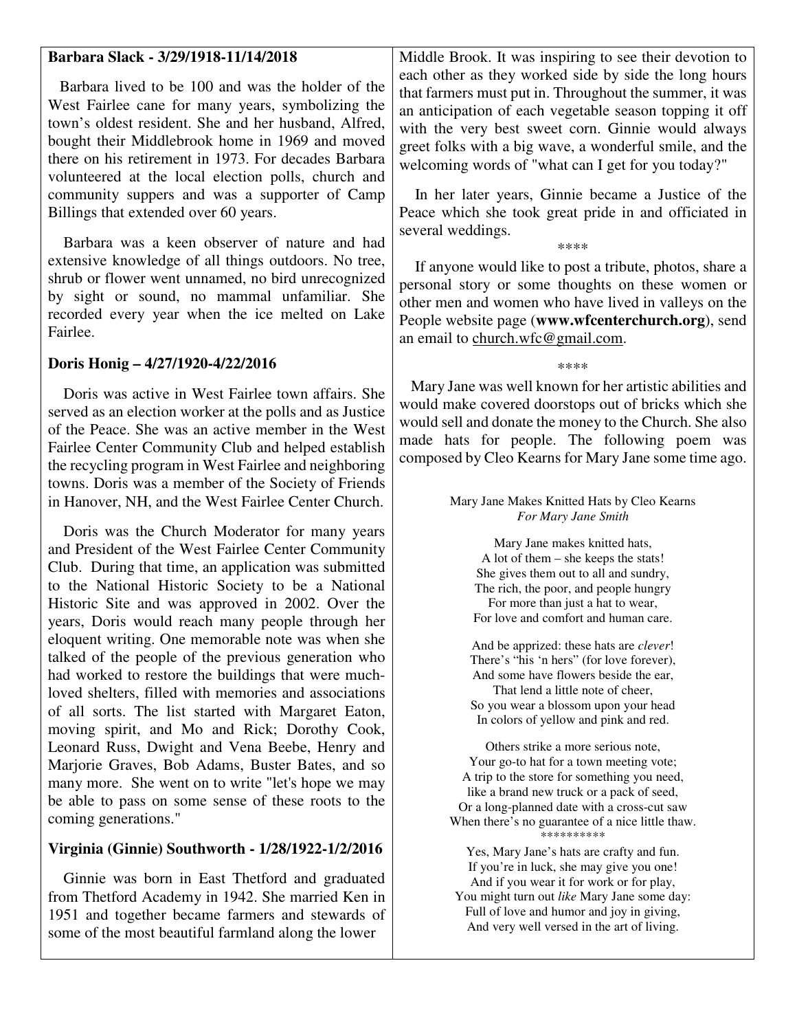**Barbara Slack - 3/29/1918-11/14/2018**

Barbara lived to be 100 and was the holder of the West Fairlee cane for many years, symbolizing the town's oldest resident. She and her husband, Alfred, bought their Middlebrook home in 1969 and moved there on his retirement in 1973. For decades Barbara volunteered at the local election polls, church and community suppers and was a supporter of Camp Billings that extended over 60 years.

Barbara was a keen observer of nature and had extensive knowledge of all things outdoors. No tree, shrub or flower went unnamed, no bird unrecognized by sight or sound, no mammal unfamiliar. She recorded every year when the ice melted on Lake Fairlee.

**Doris Honig – 4/27/1920-4/22/2016**

Doris was active in West Fairlee town affairs. She served as an election worker at the polls and as Justice of the Peace. She was an active member in the West Fairlee Center Community Club and helped establish the recycling program in West Fairlee and neighboring towns. Doris was a member of the Society of Friends in Hanover, NH, and the West Fairlee Center Church.

Doris was the Church Moderator for many years and President of the West Fairlee Center Community Club. During that time, an application was submitted to the National Historic Society to be a National Historic Site and was approved in 2002. Over the years, Doris would reach many people through her eloquent writing. One memorable note was when she talked of the people of the previous generation who had worked to restore the buildings that were much-loved shelters, filled with memories and associations of all sorts. The list started with Margaret Eaton, moving spirit, and Mo and Rick; Dorothy Cook, Leonard Russ, Dwight and Vena Beebe, Henry and Marjorie Graves, Bob Adams, Buster Bates, and so many more. She went on to write "let's hope we may be able to pass on some sense of these roots to the coming generations."

**Virginia (Ginnie) Southworth - 1/28/1922-1/2/2016**

Ginnie was born in East Thetford and graduated from Thetford Academy in 1942. She married Ken in 1951 and together became farmers and stewards of some of the most beautiful farmland along the lower Middle Brook. It was inspiring to see their devotion to each other as they worked side by side the long hours that farmers must put in. Throughout the summer, it was an anticipation of each vegetable season topping it off with the very best sweet corn. Ginnie would always greet folks with a big wave, a wonderful smile, and the welcoming words of "what can I get for you today?"

In her later years, Ginnie became a Justice of the Peace which she took great pride in and officiated in several weddings.

****

If anyone would like to post a tribute, photos, share a personal story or some thoughts on these women or other men and women who have lived in valleys on the People website page (**www.wfcenterchurch.org**), send an email to church.wfc@gmail.com.

****

Mary Jane was well known for her artistic abilities and would make covered doorstops out of bricks which she would sell and donate the money to the Church. She also made hats for people. The following poem was composed by Cleo Kearns for Mary Jane some time ago.

Mary Jane Makes Knitted Hats by Cleo Kearns
*For Mary Jane Smith*

Mary Jane makes knitted hats,
A lot of them – she keeps the stats!
She gives them out to all and sundry,
The rich, the poor, and people hungry
For more than just a hat to wear,
For love and comfort and human care.

And be apprized: these hats are *clever*!
There's "his 'n hers" (for love forever),
And some have flowers beside the ear,
That lend a little note of cheer,
So you wear a blossom upon your head
In colors of yellow and pink and red.

Others strike a more serious note,
Your go-to hat for a town meeting vote;
A trip to the store for something you need,
like a brand new truck or a pack of seed,
Or a long-planned date with a cross-cut saw
When there's no guarantee of a nice little thaw.

**********

Yes, Mary Jane's hats are crafty and fun.
If you're in luck, she may give you one!
And if you wear it for work or for play,
You might turn out *like* Mary Jane some day:
Full of love and humor and joy in giving,
And very well versed in the art of living.